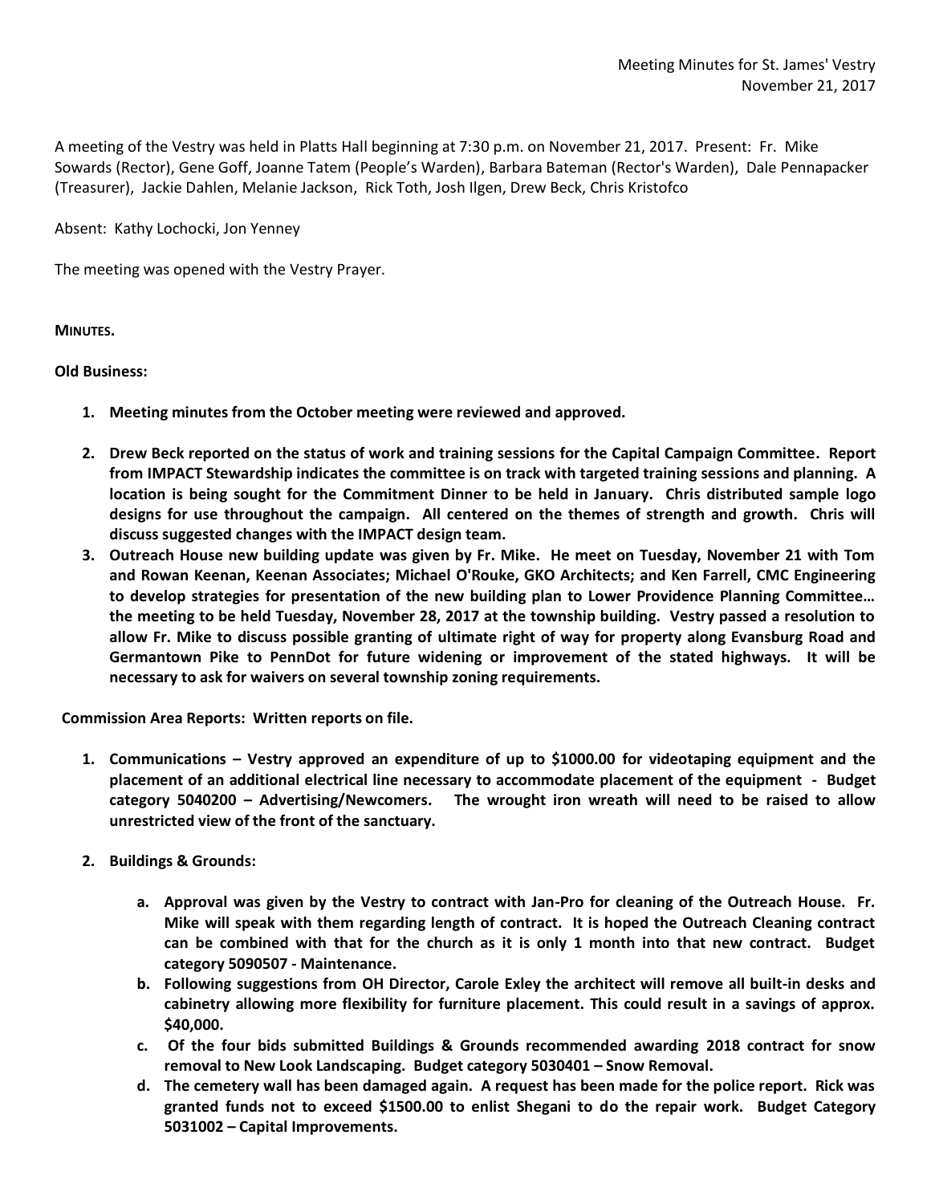Meeting Minutes for St. James' Vestry
November 21, 2017

A meeting of the Vestry was held in Platts Hall beginning at 7:30 p.m. on November 21, 2017. Present: Fr. Mike Sowards (Rector), Gene Goff, Joanne Tatem (People's Warden), Barbara Bateman (Rector's Warden), Dale Pennapacker (Treasurer), Jackie Dahlen, Melanie Jackson, Rick Toth, Josh Ilgen, Drew Beck, Chris Kristofco

Absent: Kathy Lochocki, Jon Yenney

The meeting was opened with the Vestry Prayer.

**MINUTES.**

**Old Business:**

1. **Meeting minutes from the October meeting were reviewed and approved.**
2. **Drew Beck reported on the status of work and training sessions for the Capital Campaign Committee. Report from IMPACT Stewardship indicates the committee is on track with targeted training sessions and planning. A location is being sought for the Commitment Dinner to be held in January. Chris distributed sample logo designs for use throughout the campaign. All centered on the themes of strength and growth. Chris will discuss suggested changes with the IMPACT design team.**
3. **Outreach House new building update was given by Fr. Mike. He meet on Tuesday, November 21 with Tom and Rowan Keenan, Keenan Associates; Michael O'Rouke, GKO Architects; and Ken Farrell, CMC Engineering to develop strategies for presentation of the new building plan to Lower Providence Planning Committee… the meeting to be held Tuesday, November 28, 2017 at the township building. Vestry passed a resolution to allow Fr. Mike to discuss possible granting of ultimate right of way for property along Evansburg Road and Germantown Pike to PennDot for future widening or improvement of the stated highways. It will be necessary to ask for waivers on several township zoning requirements.**

**Commission Area Reports: Written reports on file.**

1. **Communications – Vestry approved an expenditure of up to $1000.00 for videotaping equipment and the placement of an additional electrical line necessary to accommodate placement of the equipment - Budget category 5040200 – Advertising/Newcomers. The wrought iron wreath will need to be raised to allow unrestricted view of the front of the sanctuary.**
2. **Buildings & Grounds:**
   a. **Approval was given by the Vestry to contract with Jan-Pro for cleaning of the Outreach House. Fr. Mike will speak with them regarding length of contract. It is hoped the Outreach Cleaning contract can be combined with that for the church as it is only 1 month into that new contract. Budget category 5090507 - Maintenance.**
   b. **Following suggestions from OH Director, Carole Exley the architect will remove all built-in desks and cabinetry allowing more flexibility for furniture placement. This could result in a savings of approx. $40,000.**
   c. **Of the four bids submitted Buildings & Grounds recommended awarding 2018 contract for snow removal to New Look Landscaping. Budget category 5030401 – Snow Removal.**
   d. **The cemetery wall has been damaged again. A request has been made for the police report. Rick was granted funds not to exceed $1500.00 to enlist Shegani to do the repair work. Budget Category 5031002 – Capital Improvements.**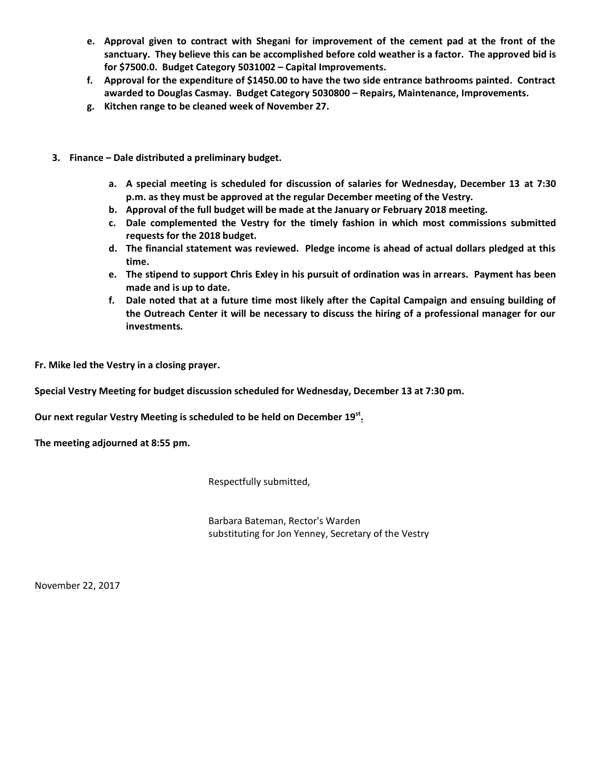**e. Approval given to contract with Shegani for improvement of the cement pad at the front of the sanctuary. They believe this can be accomplished before cold weather is a factor. The approved bid is for $7500.0. Budget Category 5031002 – Capital Improvements.**

**f. Approval for the expenditure of $1450.00 to have the two side entrance bathrooms painted. Contract awarded to Douglas Casmay. Budget Category 5030800 – Repairs, Maintenance, Improvements.**

**g. Kitchen range to be cleaned week of November 27.**

**3. Finance – Dale distributed a preliminary budget.**

**a. A special meeting is scheduled for discussion of salaries for Wednesday, December 13 at 7:30 p.m. as they must be approved at the regular December meeting of the Vestry.**

**b. Approval of the full budget will be made at the January or February 2018 meeting.**

**c. Dale complemented the Vestry for the timely fashion in which most commissions submitted requests for the 2018 budget.**

**d. The financial statement was reviewed. Pledge income is ahead of actual dollars pledged at this time.**

**e. The stipend to support Chris Exley in his pursuit of ordination was in arrears. Payment has been made and is up to date.**

**f. Dale noted that at a future time most likely after the Capital Campaign and ensuing building of the Outreach Center it will be necessary to discuss the hiring of a professional manager for our investments.**

**Fr. Mike led the Vestry in a closing prayer.**

**Special Vestry Meeting for budget discussion scheduled for Wednesday, December 13 at 7:30 pm.**

**Our next regular Vestry Meeting is scheduled to be held on December 19st.**

**The meeting adjourned at 8:55 pm.**

Respectfully submitted,

Barbara Bateman, Rector's Warden
substituting for Jon Yenney, Secretary of the Vestry

November 22, 2017